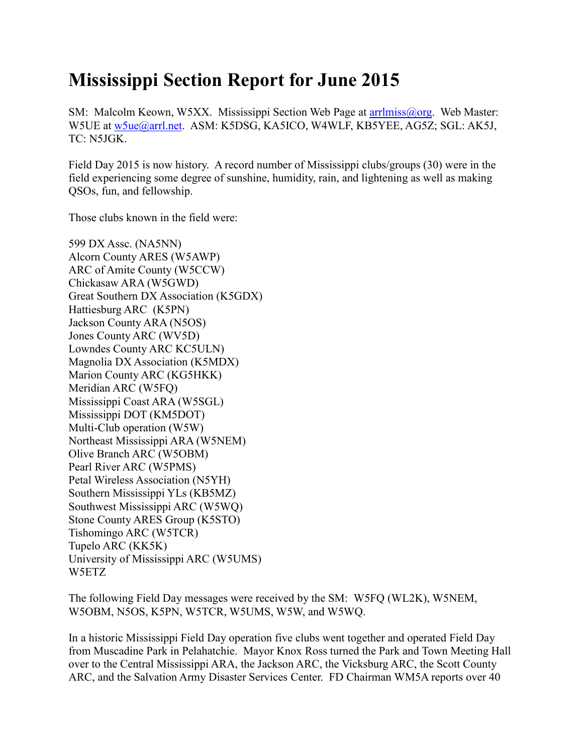# Mississippi Section Report for June 2015

SM: Malcolm Keown, W5XX. Mississippi Section Web Page at arrlmiss@org. Web Master: W5UE at w5ue@arrl.net. ASM: K5DSG, KA5ICO, W4WLF, KB5YEE, AG5Z; SGL: AK5J, TC: N5JGK.

Field Day 2015 is now history. A record number of Mississippi clubs/groups (30) were in the field experiencing some degree of sunshine, humidity, rain, and lightening as well as making QSOs, fun, and fellowship.

Those clubs known in the field were:

599 DX Assc. (NA5NN)
Alcorn County ARES (W5AWP)
ARC of Amite County (W5CCW)
Chickasaw ARA (W5GWD)
Great Southern DX Association (K5GDX)
Hattiesburg ARC (K5PN)
Jackson County ARA (N5OS)
Jones County ARC (WV5D)
Lowndes County ARC KC5ULN)
Magnolia DX Association (K5MDX)
Marion County ARC (KG5HKK)
Meridian ARC (W5FQ)
Mississippi Coast ARA (W5SGL)
Mississippi DOT (KM5DOT)
Multi-Club operation (W5W)
Northeast Mississippi ARA (W5NEM)
Olive Branch ARC (W5OBM)
Pearl River ARC (W5PMS)
Petal Wireless Association (N5YH)
Southern Mississippi YLs (KB5MZ)
Southwest Mississippi ARC (W5WQ)
Stone County ARES Group (K5STO)
Tishomingo ARC (W5TCR)
Tupelo ARC (KK5K)
University of Mississippi ARC (W5UMS)
W5ETZ

The following Field Day messages were received by the SM: W5FQ (WL2K), W5NEM, W5OBM, N5OS, K5PN, W5TCR, W5UMS, W5W, and W5WQ.

In a historic Mississippi Field Day operation five clubs went together and operated Field Day from Muscadine Park in Pelahatchie. Mayor Knox Ross turned the Park and Town Meeting Hall over to the Central Mississippi ARA, the Jackson ARC, the Vicksburg ARC, the Scott County ARC, and the Salvation Army Disaster Services Center. FD Chairman WM5A reports over 40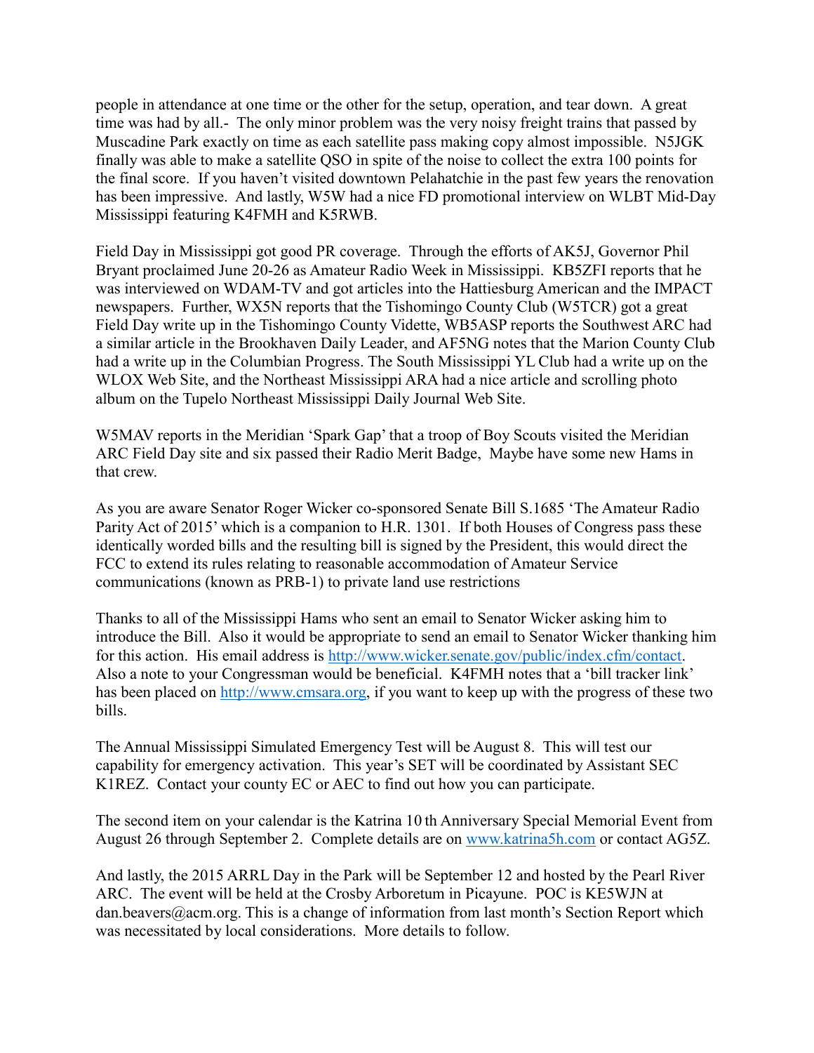people in attendance at one time or the other for the setup, operation, and tear down. A great time was had by all.- The only minor problem was the very noisy freight trains that passed by Muscadine Park exactly on time as each satellite pass making copy almost impossible. N5JGK finally was able to make a satellite QSO in spite of the noise to collect the extra 100 points for the final score. If you haven't visited downtown Pelahatchie in the past few years the renovation has been impressive. And lastly, W5W had a nice FD promotional interview on WLBT Mid-Day Mississippi featuring K4FMH and K5RWB.

Field Day in Mississippi got good PR coverage. Through the efforts of AK5J, Governor Phil Bryant proclaimed June 20-26 as Amateur Radio Week in Mississippi. KB5ZFI reports that he was interviewed on WDAM-TV and got articles into the Hattiesburg American and the IMPACT newspapers. Further, WX5N reports that the Tishomingo County Club (W5TCR) got a great Field Day write up in the Tishomingo County Vidette, WB5ASP reports the Southwest ARC had a similar article in the Brookhaven Daily Leader, and AF5NG notes that the Marion County Club had a write up in the Columbian Progress. The South Mississippi YL Club had a write up on the WLOX Web Site, and the Northeast Mississippi ARA had a nice article and scrolling photo album on the Tupelo Northeast Mississippi Daily Journal Web Site.

W5MAV reports in the Meridian 'Spark Gap' that a troop of Boy Scouts visited the Meridian ARC Field Day site and six passed their Radio Merit Badge, Maybe have some new Hams in that crew.

As you are aware Senator Roger Wicker co-sponsored Senate Bill S.1685 'The Amateur Radio Parity Act of 2015' which is a companion to H.R. 1301. If both Houses of Congress pass these identically worded bills and the resulting bill is signed by the President, this would direct the FCC to extend its rules relating to reasonable accommodation of Amateur Service communications (known as PRB-1) to private land use restrictions

Thanks to all of the Mississippi Hams who sent an email to Senator Wicker asking him to introduce the Bill. Also it would be appropriate to send an email to Senator Wicker thanking him for this action. His email address is http://www.wicker.senate.gov/public/index.cfm/contact. Also a note to your Congressman would be beneficial. K4FMH notes that a 'bill tracker link' has been placed on http://www.cmsara.org, if you want to keep up with the progress of these two bills.

The Annual Mississippi Simulated Emergency Test will be August 8. This will test our capability for emergency activation. This year's SET will be coordinated by Assistant SEC K1REZ. Contact your county EC or AEC to find out how you can participate.

The second item on your calendar is the Katrina 10 th Anniversary Special Memorial Event from August 26 through September 2. Complete details are on www.katrina5h.com or contact AG5Z.

And lastly, the 2015 ARRL Day in the Park will be September 12 and hosted by the Pearl River ARC. The event will be held at the Crosby Arboretum in Picayune. POC is KE5WJN at dan.beavers@acm.org. This is a change of information from last month's Section Report which was necessitated by local considerations. More details to follow.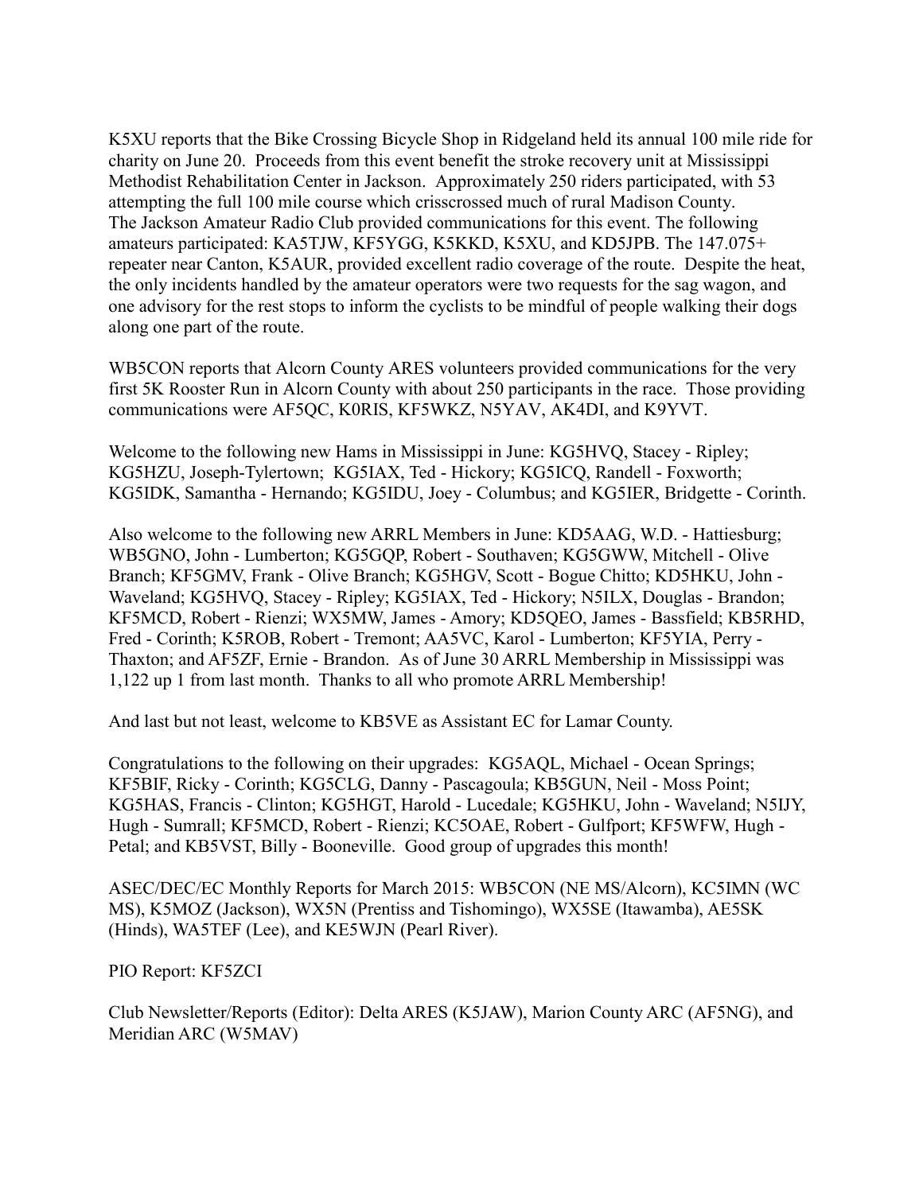K5XU reports that the Bike Crossing Bicycle Shop in Ridgeland held its annual 100 mile ride for charity on June 20. Proceeds from this event benefit the stroke recovery unit at Mississippi Methodist Rehabilitation Center in Jackson. Approximately 250 riders participated, with 53 attempting the full 100 mile course which crisscrossed much of rural Madison County. The Jackson Amateur Radio Club provided communications for this event. The following amateurs participated: KA5TJW, KF5YGG, K5KKD, K5XU, and KD5JPB. The 147.075+ repeater near Canton, K5AUR, provided excellent radio coverage of the route. Despite the heat, the only incidents handled by the amateur operators were two requests for the sag wagon, and one advisory for the rest stops to inform the cyclists to be mindful of people walking their dogs along one part of the route.

WB5CON reports that Alcorn County ARES volunteers provided communications for the very first 5K Rooster Run in Alcorn County with about 250 participants in the race. Those providing communications were AF5QC, K0RIS, KF5WKZ, N5YAV, AK4DI, and K9YVT.

Welcome to the following new Hams in Mississippi in June: KG5HVQ, Stacey - Ripley; KG5HZU, Joseph-Tylertown; KG5IAX, Ted - Hickory; KG5ICQ, Randell - Foxworth; KG5IDK, Samantha - Hernando; KG5IDU, Joey - Columbus; and KG5IER, Bridgette - Corinth.

Also welcome to the following new ARRL Members in June: KD5AAG, W.D. - Hattiesburg; WB5GNO, John - Lumberton; KG5GQP, Robert - Southaven; KG5GWW, Mitchell - Olive Branch; KF5GMV, Frank - Olive Branch; KG5HGV, Scott - Bogue Chitto; KD5HKU, John - Waveland; KG5HVQ, Stacey - Ripley; KG5IAX, Ted - Hickory; N5ILX, Douglas - Brandon; KF5MCD, Robert - Rienzi; WX5MW, James - Amory; KD5QEO, James - Bassfield; KB5RHD, Fred - Corinth; K5ROB, Robert - Tremont; AA5VC, Karol - Lumberton; KF5YIA, Perry - Thaxton; and AF5ZF, Ernie - Brandon. As of June 30 ARRL Membership in Mississippi was 1,122 up 1 from last month. Thanks to all who promote ARRL Membership!

And last but not least, welcome to KB5VE as Assistant EC for Lamar County.

Congratulations to the following on their upgrades: KG5AQL, Michael - Ocean Springs; KF5BIF, Ricky - Corinth; KG5CLG, Danny - Pascagoula; KB5GUN, Neil - Moss Point; KG5HAS, Francis - Clinton; KG5HGT, Harold - Lucedale; KG5HKU, John - Waveland; N5IJY, Hugh - Sumrall; KF5MCD, Robert - Rienzi; KC5OAE, Robert - Gulfport; KF5WFW, Hugh - Petal; and KB5VST, Billy - Booneville. Good group of upgrades this month!

ASEC/DEC/EC Monthly Reports for March 2015: WB5CON (NE MS/Alcorn), KC5IMN (WC MS), K5MOZ (Jackson), WX5N (Prentiss and Tishomingo), WX5SE (Itawamba), AE5SK (Hinds), WA5TEF (Lee), and KE5WJN (Pearl River).

PIO Report: KF5ZCI

Club Newsletter/Reports (Editor): Delta ARES (K5JAW), Marion County ARC (AF5NG), and Meridian ARC (W5MAV)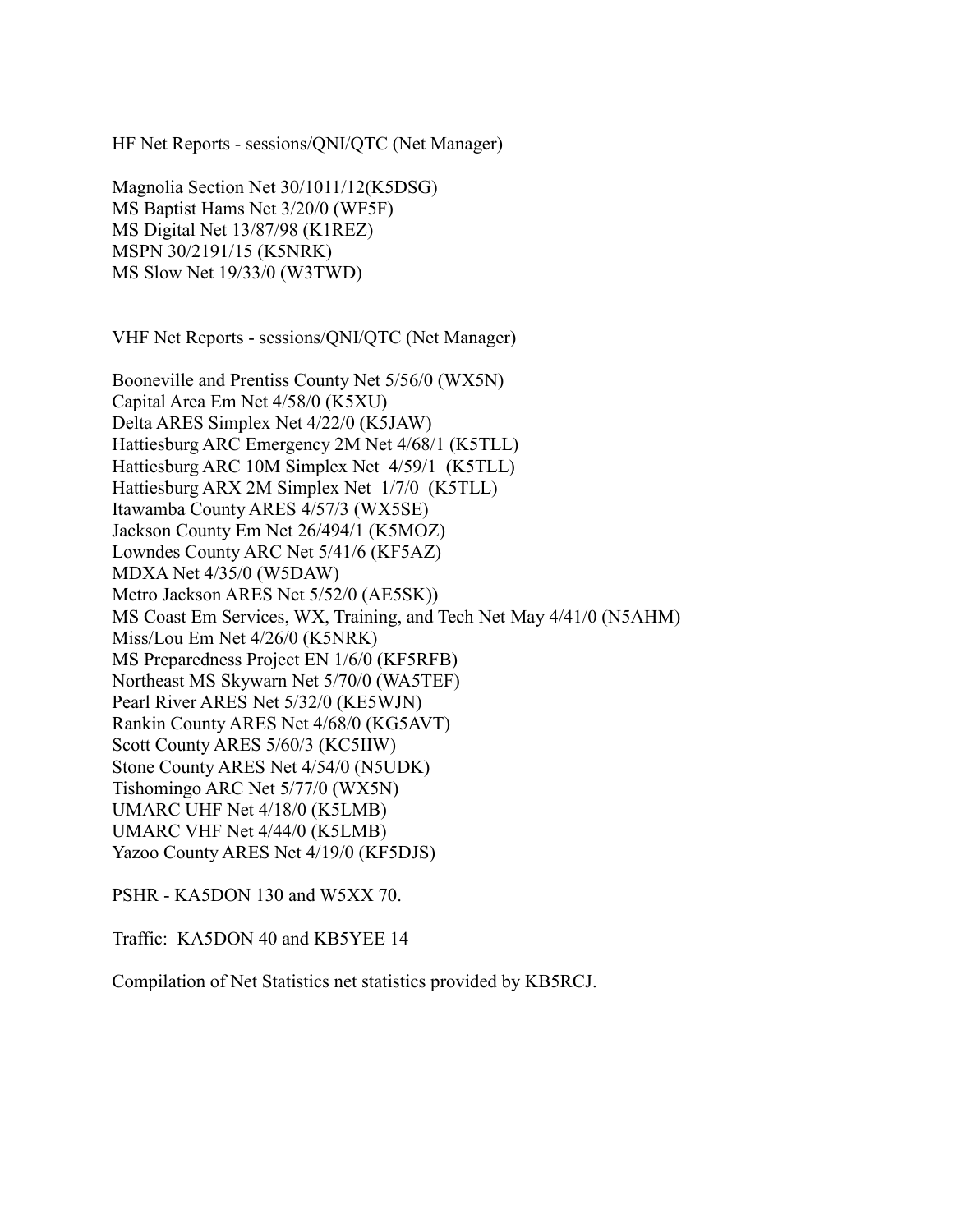HF Net Reports - sessions/QNI/QTC (Net Manager)

Magnolia Section Net 30/1011/12(K5DSG)
MS Baptist Hams Net 3/20/0 (WF5F)
MS Digital Net 13/87/98 (K1REZ)
MSPN 30/2191/15 (K5NRK)
MS Slow Net 19/33/0 (W3TWD)

VHF Net Reports - sessions/QNI/QTC (Net Manager)

Booneville and Prentiss County Net 5/56/0 (WX5N)
Capital Area Em Net 4/58/0 (K5XU)
Delta ARES Simplex Net 4/22/0 (K5JAW)
Hattiesburg ARC Emergency 2M Net 4/68/1 (K5TLL)
Hattiesburg ARC 10M Simplex Net 4/59/1 (K5TLL)
Hattiesburg ARX 2M Simplex Net 1/7/0 (K5TLL)
Itawamba County ARES 4/57/3 (WX5SE)
Jackson County Em Net 26/494/1 (K5MOZ)
Lowndes County ARC Net 5/41/6 (KF5AZ)
MDXA Net 4/35/0 (W5DAW)
Metro Jackson ARES Net 5/52/0 (AE5SK))
MS Coast Em Services, WX, Training, and Tech Net May 4/41/0 (N5AHM)
Miss/Lou Em Net 4/26/0 (K5NRK)
MS Preparedness Project EN 1/6/0 (KF5RFB)
Northeast MS Skywarn Net 5/70/0 (WA5TEF)
Pearl River ARES Net 5/32/0 (KE5WJN)
Rankin County ARES Net 4/68/0 (KG5AVT)
Scott County ARES 5/60/3 (KC5IIW)
Stone County ARES Net 4/54/0 (N5UDK)
Tishomingo ARC Net 5/77/0 (WX5N)
UMARC UHF Net 4/18/0 (K5LMB)
UMARC VHF Net 4/44/0 (K5LMB)
Yazoo County ARES Net 4/19/0 (KF5DJS)

PSHR - KA5DON 130 and W5XX 70.

Traffic: KA5DON 40 and KB5YEE 14

Compilation of Net Statistics net statistics provided by KB5RCJ.